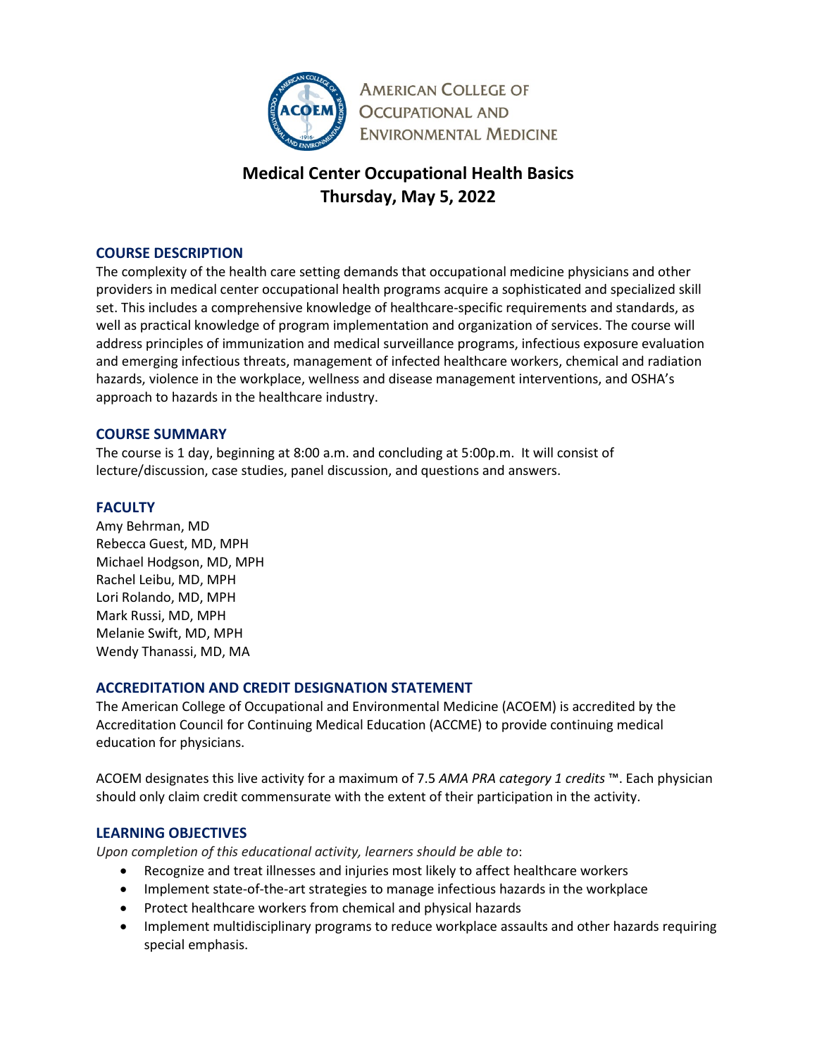AMERICAN COLLEGE OF OCCUPATIONAL AND ENVIRONMENTAL MEDICINE

# Medical Center Occupational Health Basics
# Thursday, May 5, 2022

## COURSE DESCRIPTION

The complexity of the health care setting demands that occupational medicine physicians and other providers in medical center occupational health programs acquire a sophisticated and specialized skill set. This includes a comprehensive knowledge of healthcare-specific requirements and standards, as well as practical knowledge of program implementation and organization of services. The course will address principles of immunization and medical surveillance programs, infectious exposure evaluation and emerging infectious threats, management of infected healthcare workers, chemical and radiation hazards, violence in the workplace, wellness and disease management interventions, and OSHA's approach to hazards in the healthcare industry.

## COURSE SUMMARY

The course is 1 day, beginning at 8:00 a.m. and concluding at 5:00p.m. It will consist of lecture/discussion, case studies, panel discussion, and questions and answers.

## FACULTY

Amy Behrman, MD
Rebecca Guest, MD, MPH
Michael Hodgson, MD, MPH
Rachel Leibu, MD, MPH
Lori Rolando, MD, MPH
Mark Russi, MD, MPH
Melanie Swift, MD, MPH
Wendy Thanassi, MD, MA

## ACCREDITATION AND CREDIT DESIGNATION STATEMENT

The American College of Occupational and Environmental Medicine (ACOEM) is accredited by the Accreditation Council for Continuing Medical Education (ACCME) to provide continuing medical education for physicians.

ACOEM designates this live activity for a maximum of 7.5 *AMA PRA category 1 credits* ™. Each physician should only claim credit commensurate with the extent of their participation in the activity.

## LEARNING OBJECTIVES

*Upon completion of this educational activity, learners should be able to*:

- Recognize and treat illnesses and injuries most likely to affect healthcare workers
- Implement state-of-the-art strategies to manage infectious hazards in the workplace
- Protect healthcare workers from chemical and physical hazards
- Implement multidisciplinary programs to reduce workplace assaults and other hazards requiring special emphasis.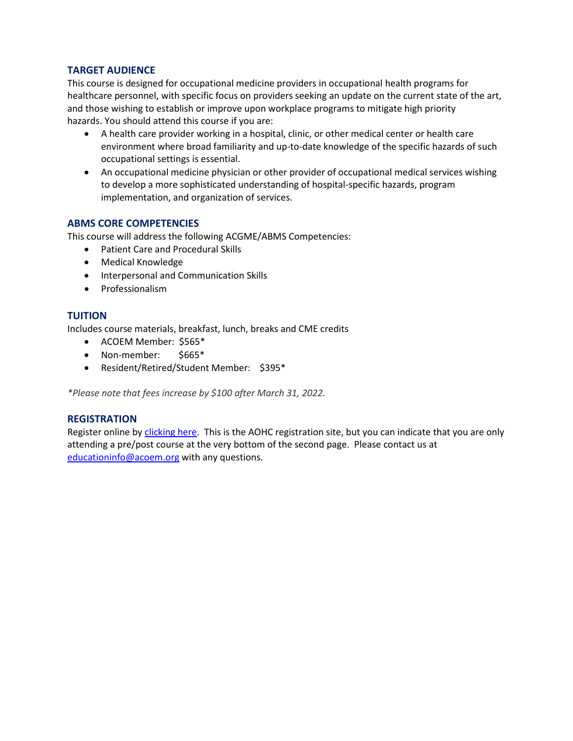## TARGET AUDIENCE

This course is designed for occupational medicine providers in occupational health programs for healthcare personnel, with specific focus on providers seeking an update on the current state of the art, and those wishing to establish or improve upon workplace programs to mitigate high priority hazards. You should attend this course if you are:

- A health care provider working in a hospital, clinic, or other medical center or health care environment where broad familiarity and up-to-date knowledge of the specific hazards of such occupational settings is essential.
- An occupational medicine physician or other provider of occupational medical services wishing to develop a more sophisticated understanding of hospital-specific hazards, program implementation, and organization of services.

## ABMS CORE COMPETENCIES

This course will address the following ACGME/ABMS Competencies:

- Patient Care and Procedural Skills
- Medical Knowledge
- Interpersonal and Communication Skills
- Professionalism

## TUITION

Includes course materials, breakfast, lunch, breaks and CME credits

- ACOEM Member: $565*
- Non-member: $665*
- Resident/Retired/Student Member: $395*

*\*Please note that fees increase by $100 after March 31, 2022.*

## REGISTRATION

Register online by clicking here. This is the AOHC registration site, but you can indicate that you are only attending a pre/post course at the very bottom of the second page. Please contact us at educationinfo@acoem.org with any questions.